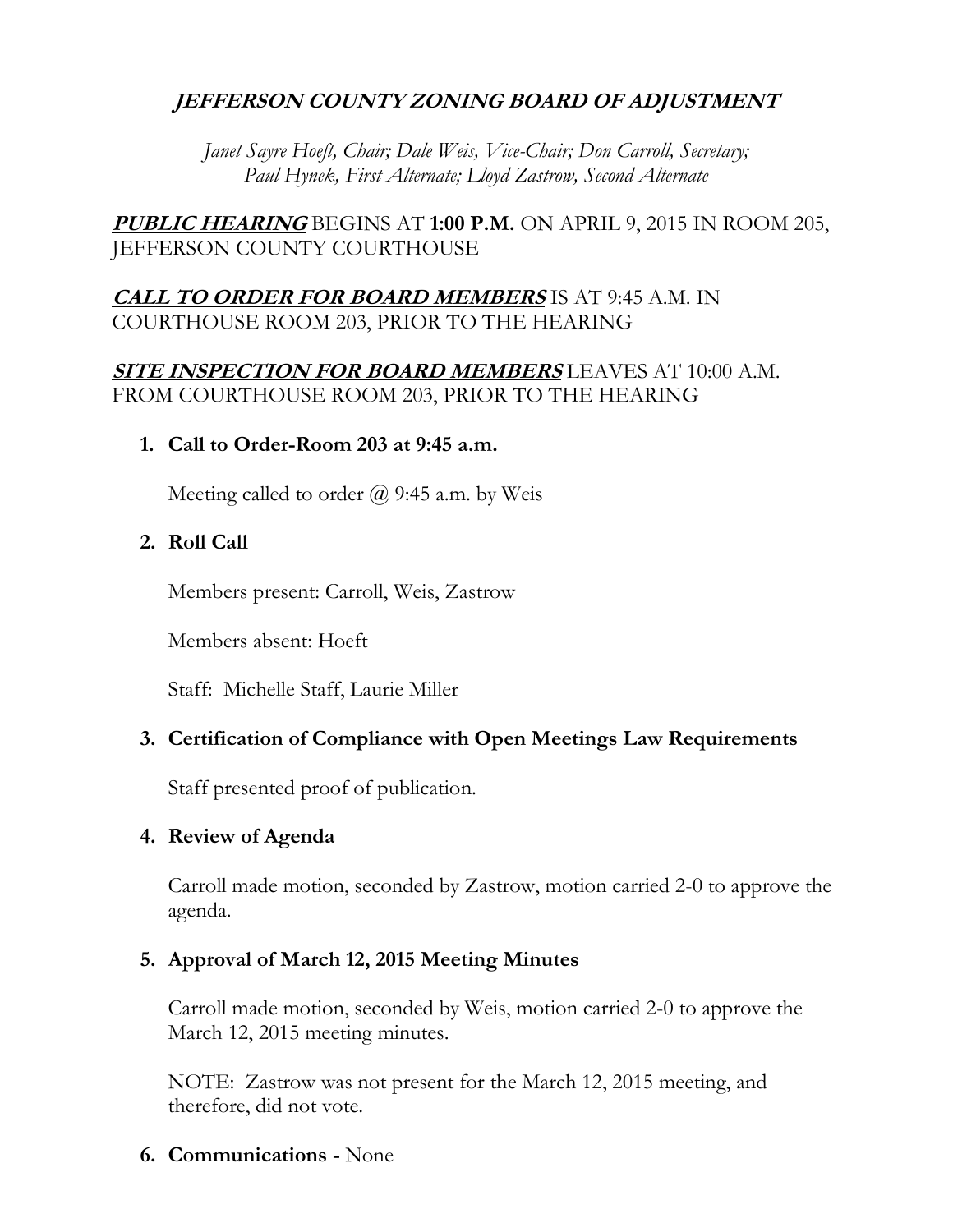# *JEFFERSON COUNTY ZONING BOARD OF ADJUSTMENT*

*Janet Sayre Hoeft, Chair; Dale Weis, Vice-Chair; Don Carroll, Secretary; Paul Hynek, First Alternate; Lloyd Zastrow, Second Alternate*

***PUBLIC HEARING*** BEGINS AT **1:00 P.M.** ON APRIL 9, 2015 IN ROOM 205, JEFFERSON COUNTY COURTHOUSE

***CALL TO ORDER FOR BOARD MEMBERS*** IS AT 9:45 A.M. IN COURTHOUSE ROOM 203, PRIOR TO THE HEARING

***SITE INSPECTION FOR BOARD MEMBERS*** LEAVES AT 10:00 A.M. FROM COURTHOUSE ROOM 203, PRIOR TO THE HEARING

1. **Call to Order-Room 203 at 9:45 a.m.**

   Meeting called to order @ 9:45 a.m. by Weis

2. **Roll Call**

   Members present: Carroll, Weis, Zastrow

   Members absent: Hoeft

   Staff: Michelle Staff, Laurie Miller

3. **Certification of Compliance with Open Meetings Law Requirements**

   Staff presented proof of publication.

4. **Review of Agenda**

   Carroll made motion, seconded by Zastrow, motion carried 2-0 to approve the agenda.

5. **Approval of March 12, 2015 Meeting Minutes**

   Carroll made motion, seconded by Weis, motion carried 2-0 to approve the March 12, 2015 meeting minutes.

   NOTE: Zastrow was not present for the March 12, 2015 meeting, and therefore, did not vote.

6. **Communications -** None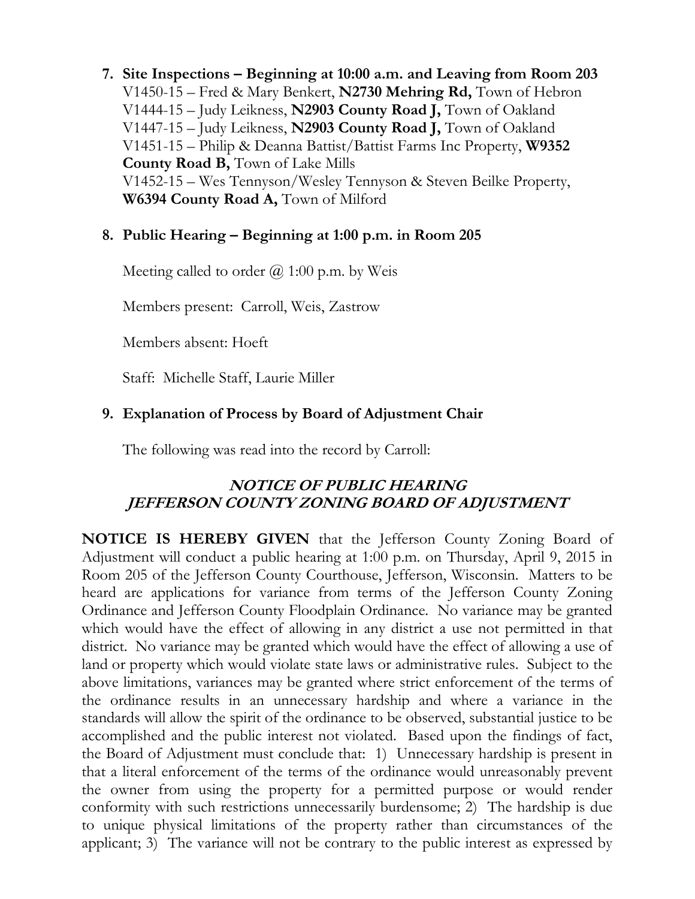**7. Site Inspections – Beginning at 10:00 a.m. and Leaving from Room 203**

V1450-15 – Fred & Mary Benkert, **N2730 Mehring Rd,** Town of Hebron
V1444-15 – Judy Leikness, **N2903 County Road J,** Town of Oakland
V1447-15 – Judy Leikness, **N2903 County Road J,** Town of Oakland
V1451-15 – Philip & Deanna Battist/Battist Farms Inc Property, **W9352 County Road B,** Town of Lake Mills
V1452-15 – Wes Tennyson/Wesley Tennyson & Steven Beilke Property, **W6394 County Road A,** Town of Milford

**8. Public Hearing – Beginning at 1:00 p.m. in Room 205**

Meeting called to order @ 1:00 p.m. by Weis

Members present: Carroll, Weis, Zastrow

Members absent: Hoeft

Staff: Michelle Staff, Laurie Miller

**9. Explanation of Process by Board of Adjustment Chair**

The following was read into the record by Carroll:

***NOTICE OF PUBLIC HEARING***
***JEFFERSON COUNTY ZONING BOARD OF ADJUSTMENT***

**NOTICE IS HEREBY GIVEN** that the Jefferson County Zoning Board of Adjustment will conduct a public hearing at 1:00 p.m. on Thursday, April 9, 2015 in Room 205 of the Jefferson County Courthouse, Jefferson, Wisconsin. Matters to be heard are applications for variance from terms of the Jefferson County Zoning Ordinance and Jefferson County Floodplain Ordinance. No variance may be granted which would have the effect of allowing in any district a use not permitted in that district. No variance may be granted which would have the effect of allowing a use of land or property which would violate state laws or administrative rules. Subject to the above limitations, variances may be granted where strict enforcement of the terms of the ordinance results in an unnecessary hardship and where a variance in the standards will allow the spirit of the ordinance to be observed, substantial justice to be accomplished and the public interest not violated. Based upon the findings of fact, the Board of Adjustment must conclude that: 1) Unnecessary hardship is present in that a literal enforcement of the terms of the ordinance would unreasonably prevent the owner from using the property for a permitted purpose or would render conformity with such restrictions unnecessarily burdensome; 2) The hardship is due to unique physical limitations of the property rather than circumstances of the applicant; 3) The variance will not be contrary to the public interest as expressed by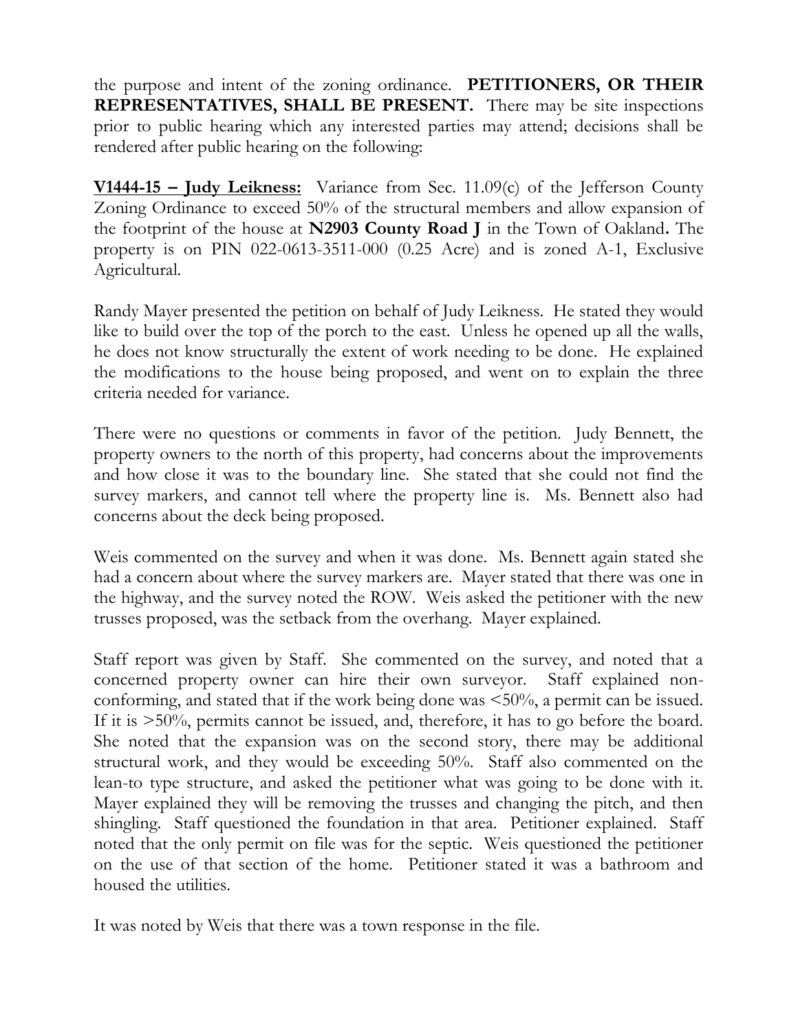the purpose and intent of the zoning ordinance. **PETITIONERS, OR THEIR REPRESENTATIVES, SHALL BE PRESENT.** There may be site inspections prior to public hearing which any interested parties may attend; decisions shall be rendered after public hearing on the following:

**V1444-15 – Judy Leikness:** Variance from Sec. 11.09(c) of the Jefferson County Zoning Ordinance to exceed 50% of the structural members and allow expansion of the footprint of the house at **N2903 County Road J** in the Town of Oakland**.** The property is on PIN 022-0613-3511-000 (0.25 Acre) and is zoned A-1, Exclusive Agricultural.

Randy Mayer presented the petition on behalf of Judy Leikness. He stated they would like to build over the top of the porch to the east. Unless he opened up all the walls, he does not know structurally the extent of work needing to be done. He explained the modifications to the house being proposed, and went on to explain the three criteria needed for variance.

There were no questions or comments in favor of the petition. Judy Bennett, the property owners to the north of this property, had concerns about the improvements and how close it was to the boundary line. She stated that she could not find the survey markers, and cannot tell where the property line is. Ms. Bennett also had concerns about the deck being proposed.

Weis commented on the survey and when it was done. Ms. Bennett again stated she had a concern about where the survey markers are. Mayer stated that there was one in the highway, and the survey noted the ROW. Weis asked the petitioner with the new trusses proposed, was the setback from the overhang. Mayer explained.

Staff report was given by Staff. She commented on the survey, and noted that a concerned property owner can hire their own surveyor. Staff explained non-conforming, and stated that if the work being done was <50%, a permit can be issued. If it is >50%, permits cannot be issued, and, therefore, it has to go before the board. She noted that the expansion was on the second story, there may be additional structural work, and they would be exceeding 50%. Staff also commented on the lean-to type structure, and asked the petitioner what was going to be done with it. Mayer explained they will be removing the trusses and changing the pitch, and then shingling. Staff questioned the foundation in that area. Petitioner explained. Staff noted that the only permit on file was for the septic. Weis questioned the petitioner on the use of that section of the home. Petitioner stated it was a bathroom and housed the utilities.

It was noted by Weis that there was a town response in the file.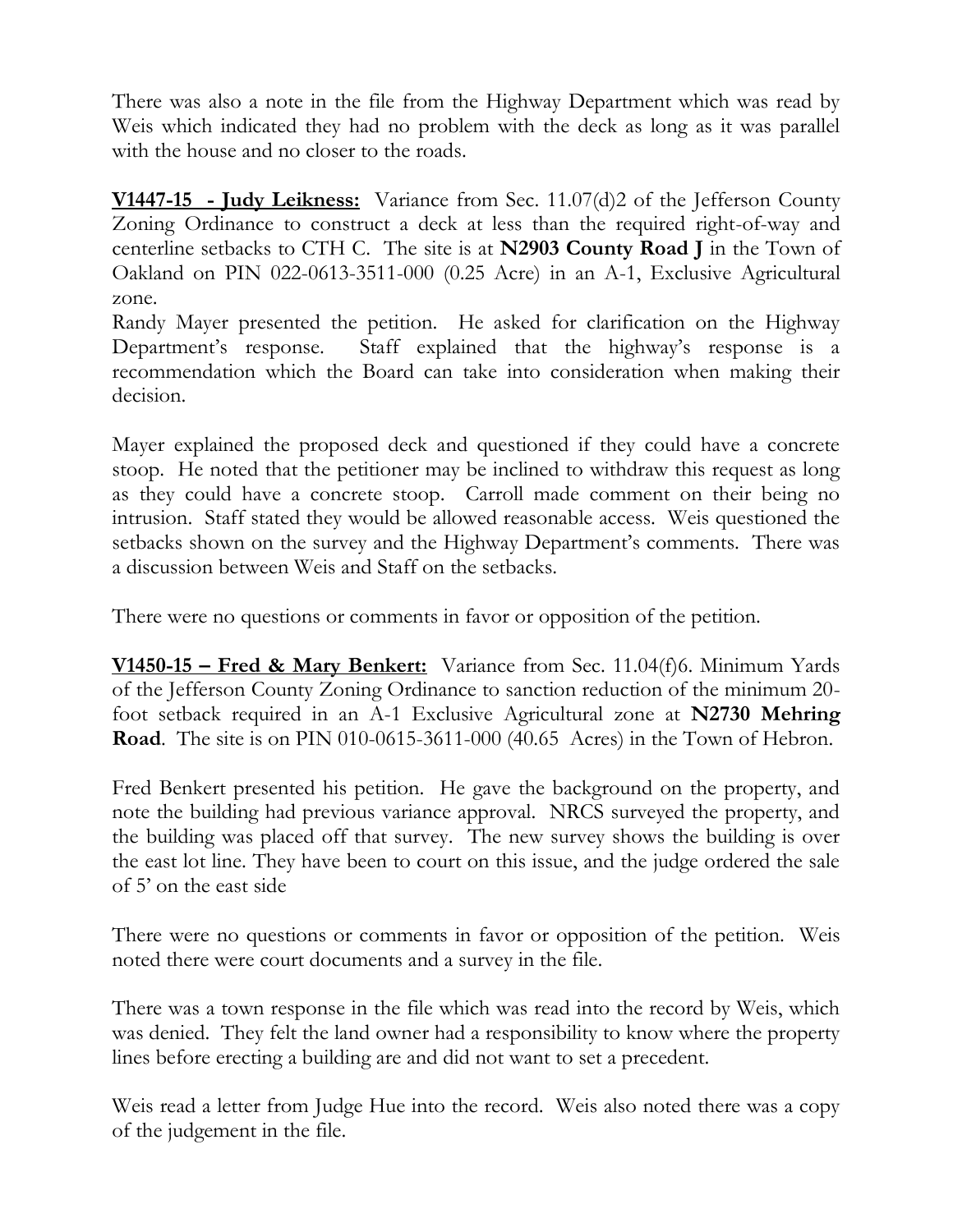There was also a note in the file from the Highway Department which was read by Weis which indicated they had no problem with the deck as long as it was parallel with the house and no closer to the roads.

**V1447-15 - Judy Leikness:** Variance from Sec. 11.07(d)2 of the Jefferson County Zoning Ordinance to construct a deck at less than the required right-of-way and centerline setbacks to CTH C. The site is at **N2903 County Road J** in the Town of Oakland on PIN 022-0613-3511-000 (0.25 Acre) in an A-1, Exclusive Agricultural zone.

Randy Mayer presented the petition. He asked for clarification on the Highway Department's response. Staff explained that the highway's response is a recommendation which the Board can take into consideration when making their decision.

Mayer explained the proposed deck and questioned if they could have a concrete stoop. He noted that the petitioner may be inclined to withdraw this request as long as they could have a concrete stoop. Carroll made comment on their being no intrusion. Staff stated they would be allowed reasonable access. Weis questioned the setbacks shown on the survey and the Highway Department's comments. There was a discussion between Weis and Staff on the setbacks.

There were no questions or comments in favor or opposition of the petition.

**V1450-15 – Fred & Mary Benkert:** Variance from Sec. 11.04(f)6. Minimum Yards of the Jefferson County Zoning Ordinance to sanction reduction of the minimum 20-foot setback required in an A-1 Exclusive Agricultural zone at **N2730 Mehring Road**. The site is on PIN 010-0615-3611-000 (40.65 Acres) in the Town of Hebron.

Fred Benkert presented his petition. He gave the background on the property, and note the building had previous variance approval. NRCS surveyed the property, and the building was placed off that survey. The new survey shows the building is over the east lot line. They have been to court on this issue, and the judge ordered the sale of 5' on the east side

There were no questions or comments in favor or opposition of the petition. Weis noted there were court documents and a survey in the file.

There was a town response in the file which was read into the record by Weis, which was denied. They felt the land owner had a responsibility to know where the property lines before erecting a building are and did not want to set a precedent.

Weis read a letter from Judge Hue into the record. Weis also noted there was a copy of the judgement in the file.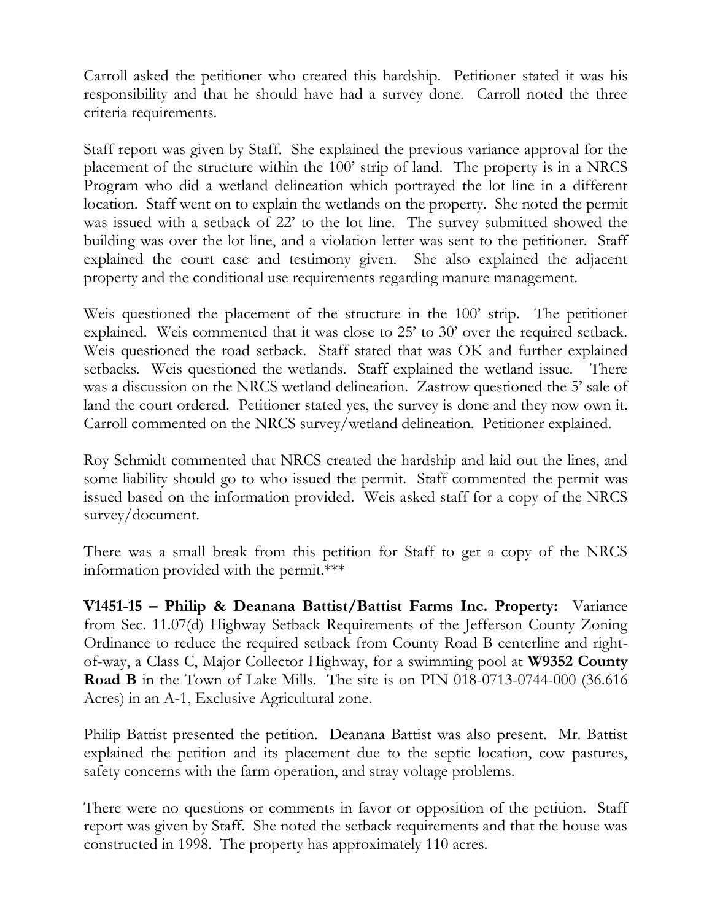Carroll asked the petitioner who created this hardship. Petitioner stated it was his responsibility and that he should have had a survey done. Carroll noted the three criteria requirements.

Staff report was given by Staff. She explained the previous variance approval for the placement of the structure within the 100' strip of land. The property is in a NRCS Program who did a wetland delineation which portrayed the lot line in a different location. Staff went on to explain the wetlands on the property. She noted the permit was issued with a setback of 22' to the lot line. The survey submitted showed the building was over the lot line, and a violation letter was sent to the petitioner. Staff explained the court case and testimony given. She also explained the adjacent property and the conditional use requirements regarding manure management.

Weis questioned the placement of the structure in the 100' strip. The petitioner explained. Weis commented that it was close to 25' to 30' over the required setback. Weis questioned the road setback. Staff stated that was OK and further explained setbacks. Weis questioned the wetlands. Staff explained the wetland issue. There was a discussion on the NRCS wetland delineation. Zastrow questioned the 5' sale of land the court ordered. Petitioner stated yes, the survey is done and they now own it. Carroll commented on the NRCS survey/wetland delineation. Petitioner explained.

Roy Schmidt commented that NRCS created the hardship and laid out the lines, and some liability should go to who issued the permit. Staff commented the permit was issued based on the information provided. Weis asked staff for a copy of the NRCS survey/document.

There was a small break from this petition for Staff to get a copy of the NRCS information provided with the permit.***

**V1451-15 – Philip & Deanana Battist/Battist Farms Inc. Property:** Variance from Sec. 11.07(d) Highway Setback Requirements of the Jefferson County Zoning Ordinance to reduce the required setback from County Road B centerline and right-of-way, a Class C, Major Collector Highway, for a swimming pool at **W9352 County Road B** in the Town of Lake Mills. The site is on PIN 018-0713-0744-000 (36.616 Acres) in an A-1, Exclusive Agricultural zone.

Philip Battist presented the petition. Deanana Battist was also present. Mr. Battist explained the petition and its placement due to the septic location, cow pastures, safety concerns with the farm operation, and stray voltage problems.

There were no questions or comments in favor or opposition of the petition. Staff report was given by Staff. She noted the setback requirements and that the house was constructed in 1998. The property has approximately 110 acres.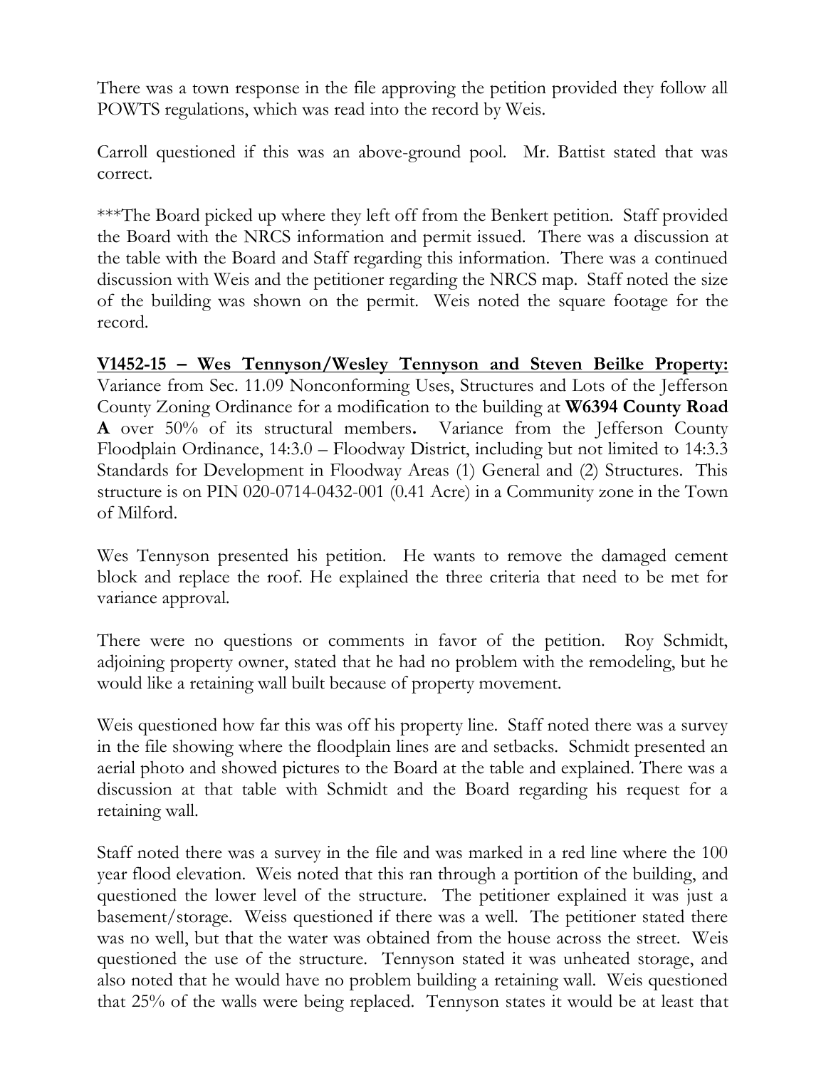There was a town response in the file approving the petition provided they follow all POWTS regulations, which was read into the record by Weis.

Carroll questioned if this was an above-ground pool. Mr. Battist stated that was correct.

***The Board picked up where they left off from the Benkert petition. Staff provided the Board with the NRCS information and permit issued. There was a discussion at the table with the Board and Staff regarding this information. There was a continued discussion with Weis and the petitioner regarding the NRCS map. Staff noted the size of the building was shown on the permit. Weis noted the square footage for the record.

**V1452-15 – Wes Tennyson/Wesley Tennyson and Steven Beilke Property:** Variance from Sec. 11.09 Nonconforming Uses, Structures and Lots of the Jefferson County Zoning Ordinance for a modification to the building at **W6394 County Road A** over 50% of its structural members**.** Variance from the Jefferson County Floodplain Ordinance, 14:3.0 – Floodway District, including but not limited to 14:3.3 Standards for Development in Floodway Areas (1) General and (2) Structures. This structure is on PIN 020-0714-0432-001 (0.41 Acre) in a Community zone in the Town of Milford.

Wes Tennyson presented his petition. He wants to remove the damaged cement block and replace the roof. He explained the three criteria that need to be met for variance approval.

There were no questions or comments in favor of the petition. Roy Schmidt, adjoining property owner, stated that he had no problem with the remodeling, but he would like a retaining wall built because of property movement.

Weis questioned how far this was off his property line. Staff noted there was a survey in the file showing where the floodplain lines are and setbacks. Schmidt presented an aerial photo and showed pictures to the Board at the table and explained. There was a discussion at that table with Schmidt and the Board regarding his request for a retaining wall.

Staff noted there was a survey in the file and was marked in a red line where the 100 year flood elevation. Weis noted that this ran through a portion of the building, and questioned the lower level of the structure. The petitioner explained it was just a basement/storage. Weiss questioned if there was a well. The petitioner stated there was no well, but that the water was obtained from the house across the street. Weis questioned the use of the structure. Tennyson stated it was unheated storage, and also noted that he would have no problem building a retaining wall. Weis questioned that 25% of the walls were being replaced. Tennyson states it would be at least that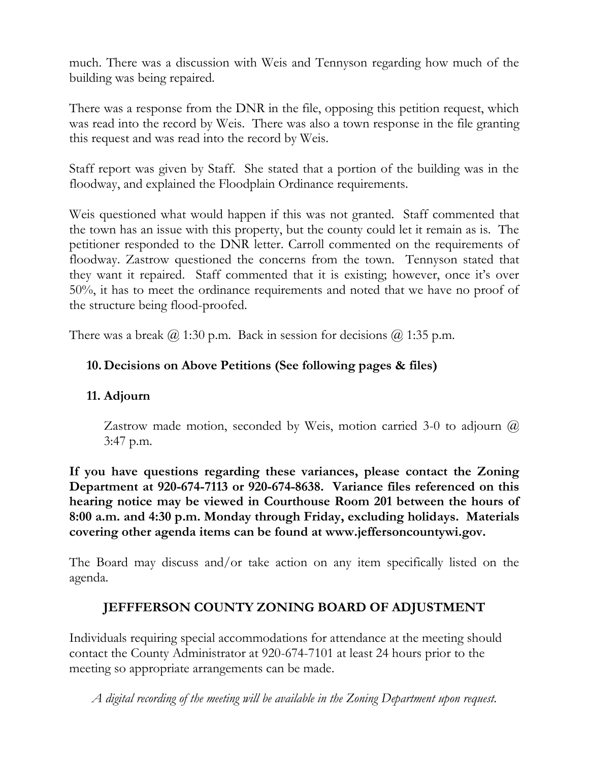much. There was a discussion with Weis and Tennyson regarding how much of the building was being repaired.

There was a response from the DNR in the file, opposing this petition request, which was read into the record by Weis. There was also a town response in the file granting this request and was read into the record by Weis.

Staff report was given by Staff. She stated that a portion of the building was in the floodway, and explained the Floodplain Ordinance requirements.

Weis questioned what would happen if this was not granted. Staff commented that the town has an issue with this property, but the county could let it remain as is. The petitioner responded to the DNR letter. Carroll commented on the requirements of floodway. Zastrow questioned the concerns from the town. Tennyson stated that they want it repaired. Staff commented that it is existing; however, once it's over 50%, it has to meet the ordinance requirements and noted that we have no proof of the structure being flood-proofed.

There was a break @ 1:30 p.m. Back in session for decisions @ 1:35 p.m.

**10. Decisions on Above Petitions (See following pages & files)**

**11. Adjourn**

Zastrow made motion, seconded by Weis, motion carried 3-0 to adjourn @ 3:47 p.m.

**If you have questions regarding these variances, please contact the Zoning Department at 920-674-7113 or 920-674-8638. Variance files referenced on this hearing notice may be viewed in Courthouse Room 201 between the hours of 8:00 a.m. and 4:30 p.m. Monday through Friday, excluding holidays. Materials covering other agenda items can be found at www.jeffersoncountywi.gov.**

The Board may discuss and/or take action on any item specifically listed on the agenda.

**JEFFFERSON COUNTY ZONING BOARD OF ADJUSTMENT**

Individuals requiring special accommodations for attendance at the meeting should contact the County Administrator at 920-674-7101 at least 24 hours prior to the meeting so appropriate arrangements can be made.

*A digital recording of the meeting will be available in the Zoning Department upon request.*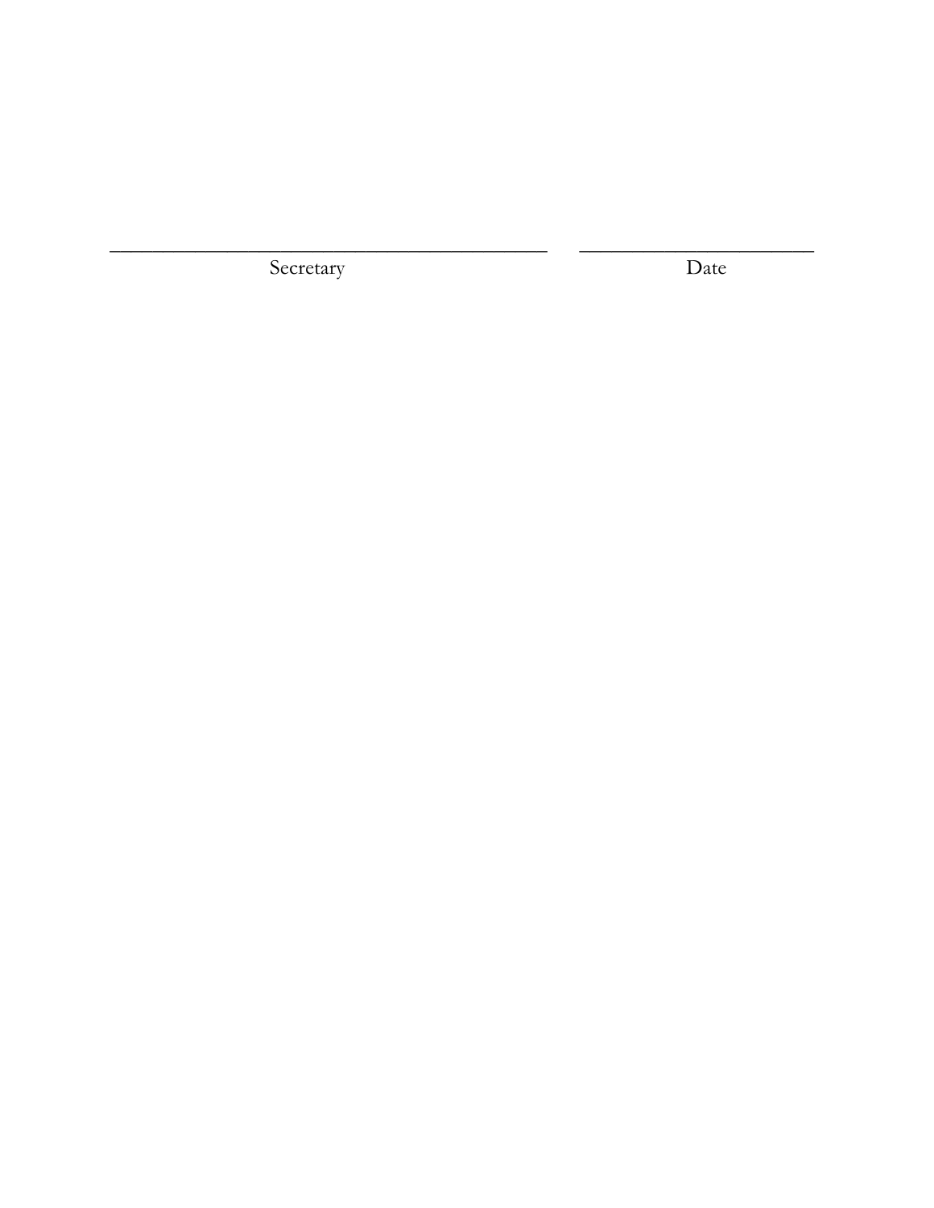_______________________________________ &nbsp;&nbsp;&nbsp;&nbsp; ______________________

Secretary &nbsp;&nbsp;&nbsp;&nbsp;&nbsp;&nbsp;&nbsp;&nbsp;&nbsp;&nbsp;&nbsp;&nbsp;&nbsp;&nbsp;&nbsp;&nbsp;&nbsp;&nbsp;&nbsp;&nbsp;&nbsp;&nbsp;&nbsp;&nbsp;&nbsp;&nbsp;&nbsp;&nbsp;&nbsp;&nbsp;&nbsp;&nbsp;&nbsp;&nbsp;&nbsp;&nbsp;&nbsp;&nbsp; Date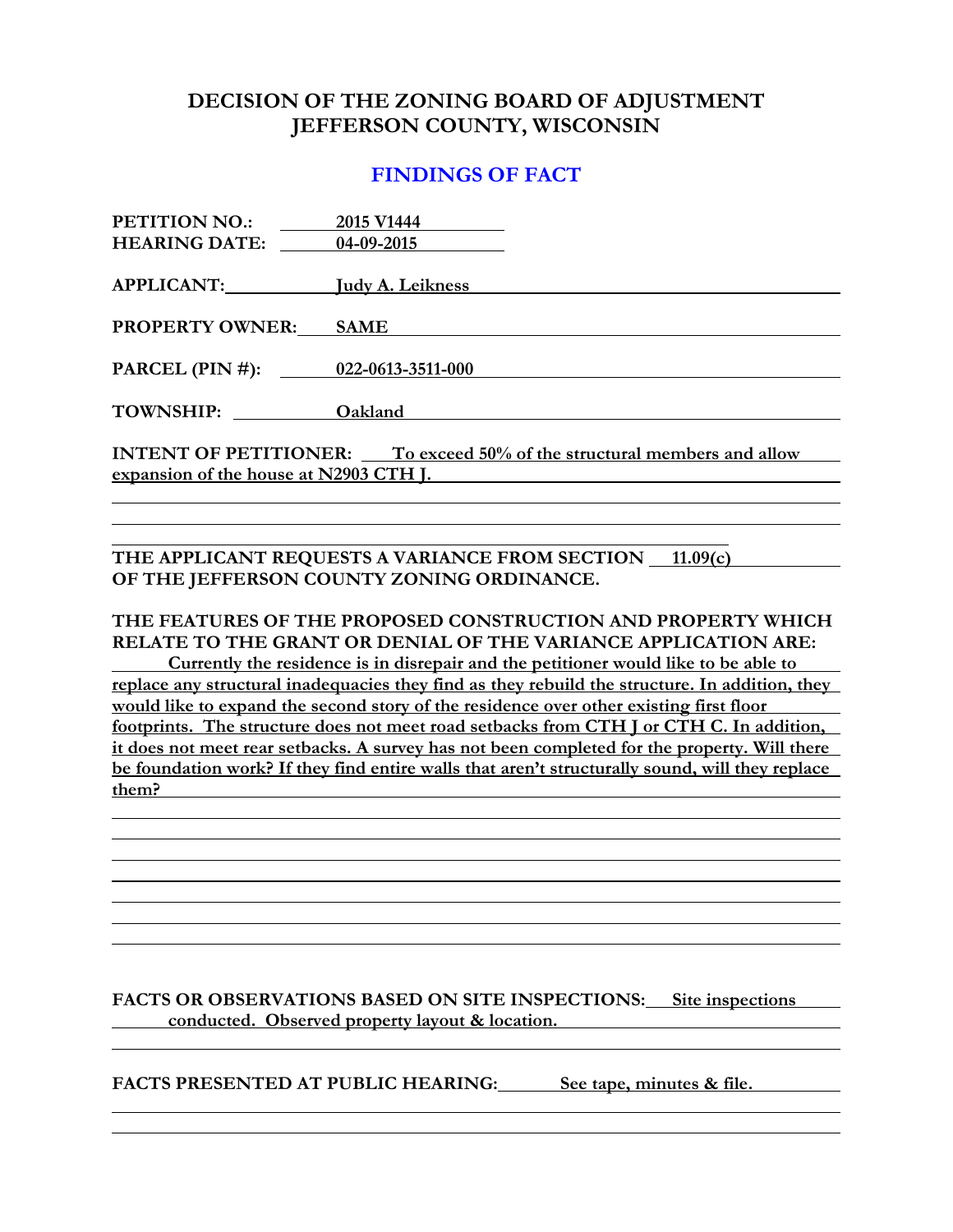# DECISION OF THE ZONING BOARD OF ADJUSTMENT
# JEFFERSON COUNTY, WISCONSIN

## FINDINGS OF FACT

**PETITION NO.:** 2015 V1444
**HEARING DATE:** 04-09-2015

**APPLICANT:** Judy A. Leikness

**PROPERTY OWNER:** SAME

**PARCEL (PIN #):** 022-0613-3511-000

**TOWNSHIP:** Oakland

**INTENT OF PETITIONER:** To exceed 50% of the structural members and allow expansion of the house at N2903 CTH J.

**THE APPLICANT REQUESTS A VARIANCE FROM SECTION** 11.09(c) **OF THE JEFFERSON COUNTY ZONING ORDINANCE.**

**THE FEATURES OF THE PROPOSED CONSTRUCTION AND PROPERTY WHICH RELATE TO THE GRANT OR DENIAL OF THE VARIANCE APPLICATION ARE:**

Currently the residence is in disrepair and the petitioner would like to be able to replace any structural inadequacies they find as they rebuild the structure. In addition, they would like to expand the second story of the residence over other existing first floor footprints. The structure does not meet road setbacks from CTH J or CTH C. In addition, it does not meet rear setbacks. A survey has not been completed for the property. Will there be foundation work? If they find entire walls that aren't structurally sound, will they replace them?

**FACTS OR OBSERVATIONS BASED ON SITE INSPECTIONS:** Site inspections conducted. Observed property layout & location.

**FACTS PRESENTED AT PUBLIC HEARING:** See tape, minutes & file.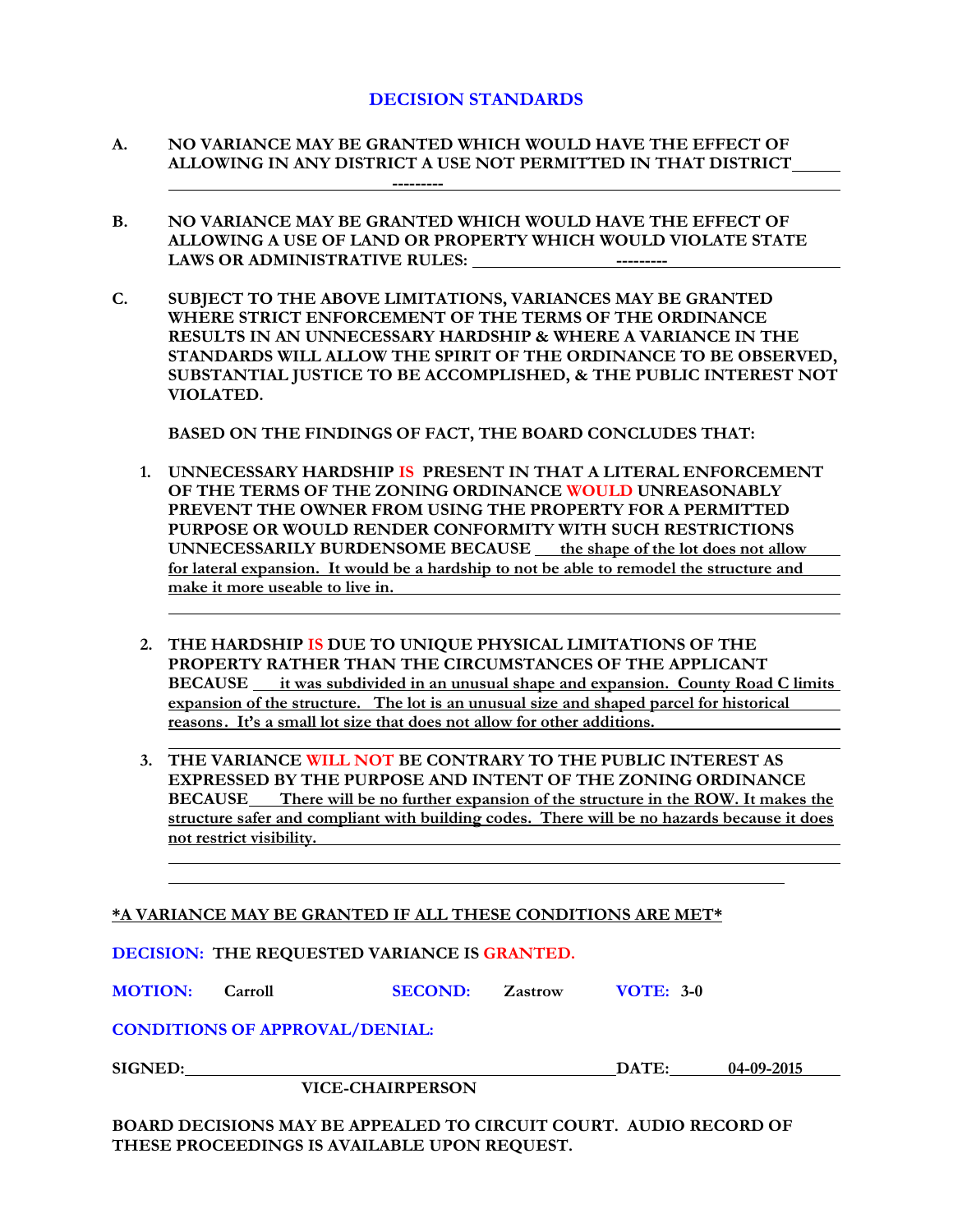# DECISION STANDARDS

**A.** **NO VARIANCE MAY BE GRANTED WHICH WOULD HAVE THE EFFECT OF ALLOWING IN ANY DISTRICT A USE NOT PERMITTED IN THAT DISTRICT** ---------

**B.** **NO VARIANCE MAY BE GRANTED WHICH WOULD HAVE THE EFFECT OF ALLOWING A USE OF LAND OR PROPERTY WHICH WOULD VIOLATE STATE LAWS OR ADMINISTRATIVE RULES:** ---------

**C.** **SUBJECT TO THE ABOVE LIMITATIONS, VARIANCES MAY BE GRANTED WHERE STRICT ENFORCEMENT OF THE TERMS OF THE ORDINANCE RESULTS IN AN UNNECESSARY HARDSHIP & WHERE A VARIANCE IN THE STANDARDS WILL ALLOW THE SPIRIT OF THE ORDINANCE TO BE OBSERVED, SUBSTANTIAL JUSTICE TO BE ACCOMPLISHED, & THE PUBLIC INTEREST NOT VIOLATED.**

**BASED ON THE FINDINGS OF FACT, THE BOARD CONCLUDES THAT:**

1. **UNNECESSARY HARDSHIP IS PRESENT IN THAT A LITERAL ENFORCEMENT OF THE TERMS OF THE ZONING ORDINANCE WOULD UNREASONABLY PREVENT THE OWNER FROM USING THE PROPERTY FOR A PERMITTED PURPOSE OR WOULD RENDER CONFORMITY WITH SUCH RESTRICTIONS UNNECESSARILY BURDENSOME BECAUSE** the shape of the lot does not allow for lateral expansion. It would be a hardship to not be able to remodel the structure and make it more useable to live in.

2. **THE HARDSHIP IS DUE TO UNIQUE PHYSICAL LIMITATIONS OF THE PROPERTY RATHER THAN THE CIRCUMSTANCES OF THE APPLICANT BECAUSE** it was subdivided in an unusual shape and expansion. County Road C limits expansion of the structure. The lot is an unusual size and shaped parcel for historical reasons. It's a small lot size that does not allow for other additions.

3. **THE VARIANCE WILL NOT BE CONTRARY TO THE PUBLIC INTEREST AS EXPRESSED BY THE PURPOSE AND INTENT OF THE ZONING ORDINANCE BECAUSE** There will be no further expansion of the structure in the ROW. It makes the structure safer and compliant with building codes. There will be no hazards because it does not restrict visibility.

***A VARIANCE MAY BE GRANTED IF ALL THESE CONDITIONS ARE MET***

**DECISION: THE REQUESTED VARIANCE IS GRANTED.**

**MOTION:** Carroll **SECOND:** Zastrow **VOTE:** 3-0

**CONDITIONS OF APPROVAL/DENIAL:**

**SIGNED:** ______________________ **DATE:** 04-09-2015

**VICE-CHAIRPERSON**

**BOARD DECISIONS MAY BE APPEALED TO CIRCUIT COURT. AUDIO RECORD OF THESE PROCEEDINGS IS AVAILABLE UPON REQUEST.**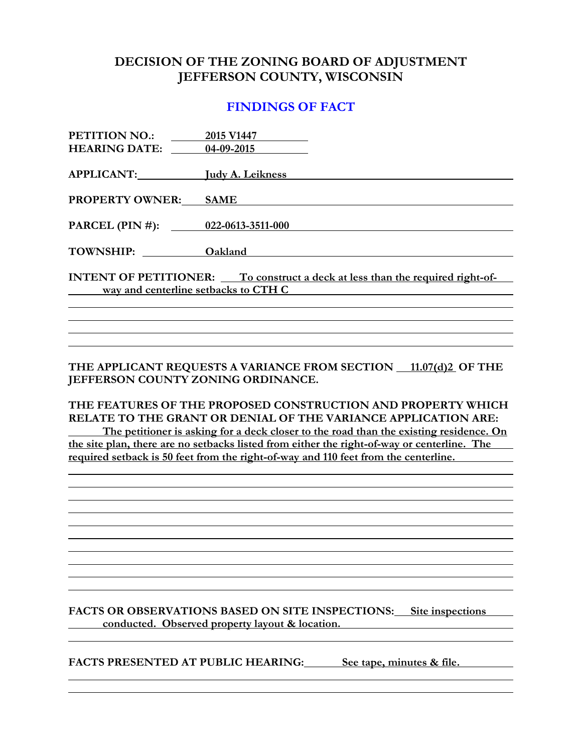# DECISION OF THE ZONING BOARD OF ADJUSTMENT
# JEFFERSON COUNTY, WISCONSIN

## FINDINGS OF FACT

**PETITION NO.:** 2015 V1447
**HEARING DATE:** 04-09-2015

**APPLICANT:** Judy A. Leikness

**PROPERTY OWNER:** SAME

**PARCEL (PIN #):** 022-0613-3511-000

**TOWNSHIP:** Oakland

**INTENT OF PETITIONER:** To construct a deck at less than the required right-of-way and centerline setbacks to CTH C

**THE APPLICANT REQUESTS A VARIANCE FROM SECTION** 11.07(d)2 **OF THE JEFFERSON COUNTY ZONING ORDINANCE.**

**THE FEATURES OF THE PROPOSED CONSTRUCTION AND PROPERTY WHICH RELATE TO THE GRANT OR DENIAL OF THE VARIANCE APPLICATION ARE:**
The petitioner is asking for a deck closer to the road than the existing residence. On the site plan, there are no setbacks listed from either the right-of-way or centerline. The required setback is 50 feet from the right-of-way and 110 feet from the centerline.

**FACTS OR OBSERVATIONS BASED ON SITE INSPECTIONS:** Site inspections conducted. Observed property layout & location.

**FACTS PRESENTED AT PUBLIC HEARING:** See tape, minutes & file.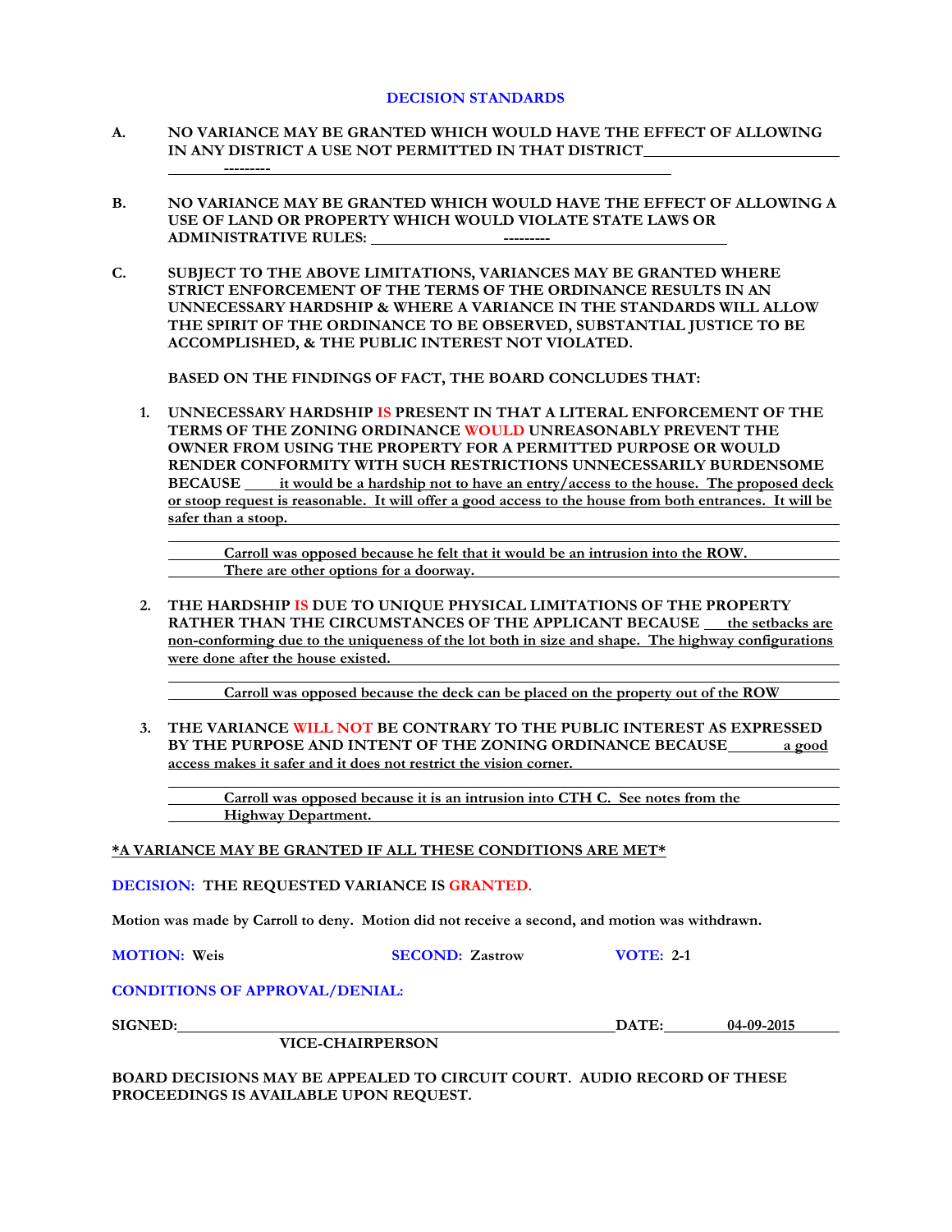## DECISION STANDARDS

**A. NO VARIANCE MAY BE GRANTED WHICH WOULD HAVE THE EFFECT OF ALLOWING IN ANY DISTRICT A USE NOT PERMITTED IN THAT DISTRICT**

---------

**B. NO VARIANCE MAY BE GRANTED WHICH WOULD HAVE THE EFFECT OF ALLOWING A USE OF LAND OR PROPERTY WHICH WOULD VIOLATE STATE LAWS OR ADMINISTRATIVE RULES:** ---------

**C. SUBJECT TO THE ABOVE LIMITATIONS, VARIANCES MAY BE GRANTED WHERE STRICT ENFORCEMENT OF THE TERMS OF THE ORDINANCE RESULTS IN AN UNNECESSARY HARDSHIP & WHERE A VARIANCE IN THE STANDARDS WILL ALLOW THE SPIRIT OF THE ORDINANCE TO BE OBSERVED, SUBSTANTIAL JUSTICE TO BE ACCOMPLISHED, & THE PUBLIC INTEREST NOT VIOLATED.**

**BASED ON THE FINDINGS OF FACT, THE BOARD CONCLUDES THAT:**

1. **UNNECESSARY HARDSHIP IS PRESENT IN THAT A LITERAL ENFORCEMENT OF THE TERMS OF THE ZONING ORDINANCE WOULD UNREASONABLY PREVENT THE OWNER FROM USING THE PROPERTY FOR A PERMITTED PURPOSE OR WOULD RENDER CONFORMITY WITH SUCH RESTRICTIONS UNNECESSARILY BURDENSOME BECAUSE** it would be a hardship not to have an entry/access to the house. The proposed deck or stoop request is reasonable. It will offer a good access to the house from both entrances. It will be safer than a stoop.

   Carroll was opposed because he felt that it would be an intrusion into the ROW. There are other options for a doorway.

2. **THE HARDSHIP IS DUE TO UNIQUE PHYSICAL LIMITATIONS OF THE PROPERTY RATHER THAN THE CIRCUMSTANCES OF THE APPLICANT BECAUSE** the setbacks are non-conforming due to the uniqueness of the lot both in size and shape. The highway configurations were done after the house existed.

   Carroll was opposed because the deck can be placed on the property out of the ROW

3. **THE VARIANCE WILL NOT BE CONTRARY TO THE PUBLIC INTEREST AS EXPRESSED BY THE PURPOSE AND INTENT OF THE ZONING ORDINANCE BECAUSE** a good access makes it safer and it does not restrict the vision corner.

   Carroll was opposed because it is an intrusion into CTH C. See notes from the Highway Department.

***A VARIANCE MAY BE GRANTED IF ALL THESE CONDITIONS ARE MET***

**DECISION: THE REQUESTED VARIANCE IS GRANTED.**

**Motion was made by Carroll to deny. Motion did not receive a second, and motion was withdrawn.**

**MOTION:** Weis **SECOND:** Zastrow **VOTE:** 2-1

**CONDITIONS OF APPROVAL/DENIAL:**

**SIGNED:** ______________________ **DATE:** 04-09-2015

**VICE-CHAIRPERSON**

**BOARD DECISIONS MAY BE APPEALED TO CIRCUIT COURT. AUDIO RECORD OF THESE PROCEEDINGS IS AVAILABLE UPON REQUEST.**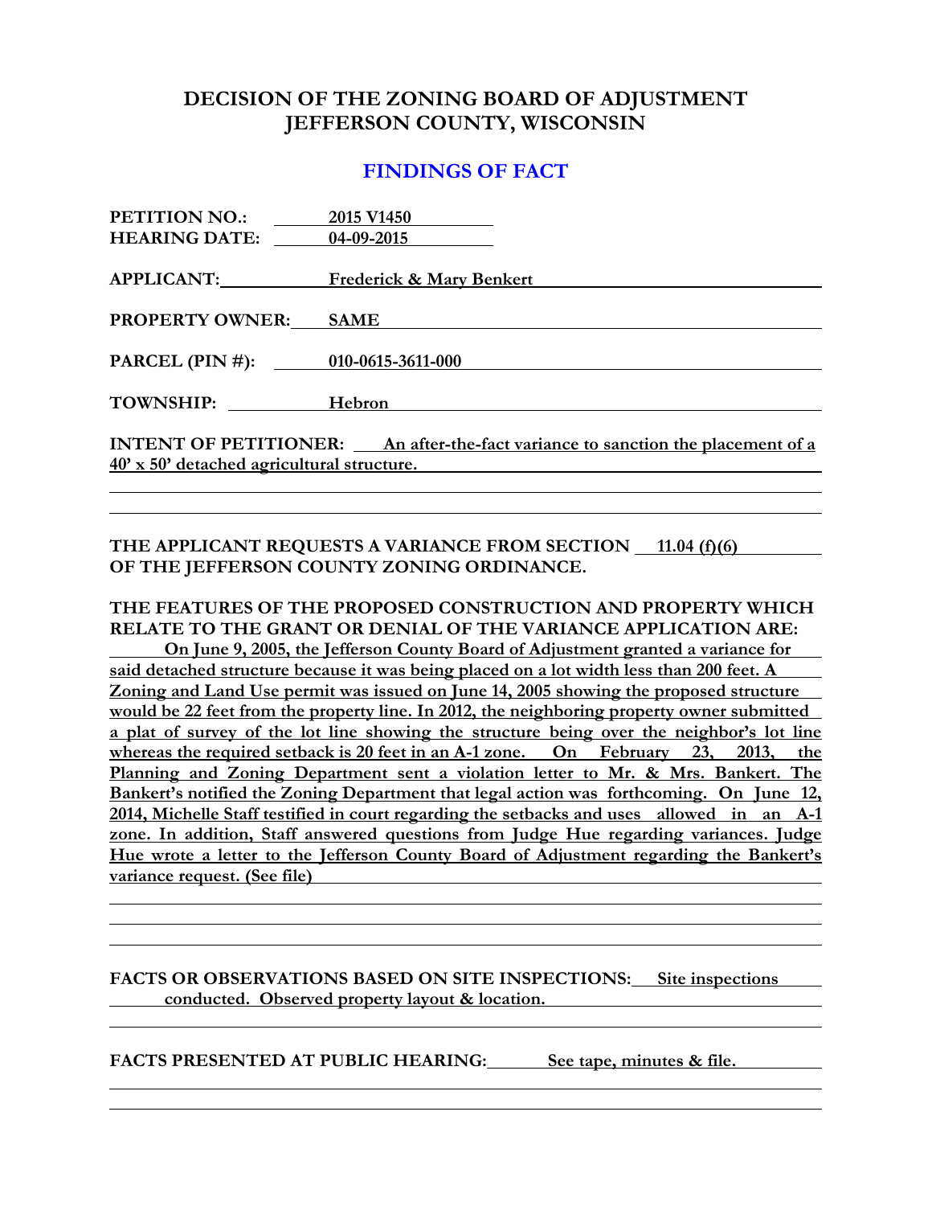# DECISION OF THE ZONING BOARD OF ADJUSTMENT
# JEFFERSON COUNTY, WISCONSIN

## FINDINGS OF FACT

**PETITION NO.:** 2015 V1450
**HEARING DATE:** 04-09-2015

**APPLICANT:** Frederick & Mary Benkert

**PROPERTY OWNER:** SAME

**PARCEL (PIN #):** 010-0615-3611-000

**TOWNSHIP:** Hebron

**INTENT OF PETITIONER:** An after-the-fact variance to sanction the placement of a 40' x 50' detached agricultural structure.

**THE APPLICANT REQUESTS A VARIANCE FROM SECTION** 11.04 (f)(6) **OF THE JEFFERSON COUNTY ZONING ORDINANCE.**

**THE FEATURES OF THE PROPOSED CONSTRUCTION AND PROPERTY WHICH RELATE TO THE GRANT OR DENIAL OF THE VARIANCE APPLICATION ARE:**
On June 9, 2005, the Jefferson County Board of Adjustment granted a variance for said detached structure because it was being placed on a lot width less than 200 feet. A Zoning and Land Use permit was issued on June 14, 2005 showing the proposed structure would be 22 feet from the property line. In 2012, the neighboring property owner submitted a plat of survey of the lot line showing the structure being over the neighbor's lot line whereas the required setback is 20 feet in an A-1 zone. On February 23, 2013, the Planning and Zoning Department sent a violation letter to Mr. & Mrs. Bankert. The Bankert's notified the Zoning Department that legal action was forthcoming. On June 12, 2014, Michelle Staff testified in court regarding the setbacks and uses allowed in an A-1 zone. In addition, Staff answered questions from Judge Hue regarding variances. Judge Hue wrote a letter to the Jefferson County Board of Adjustment regarding the Bankert's variance request. (See file)

**FACTS OR OBSERVATIONS BASED ON SITE INSPECTIONS:** Site inspections conducted. Observed property layout & location.

**FACTS PRESENTED AT PUBLIC HEARING:** See tape, minutes & file.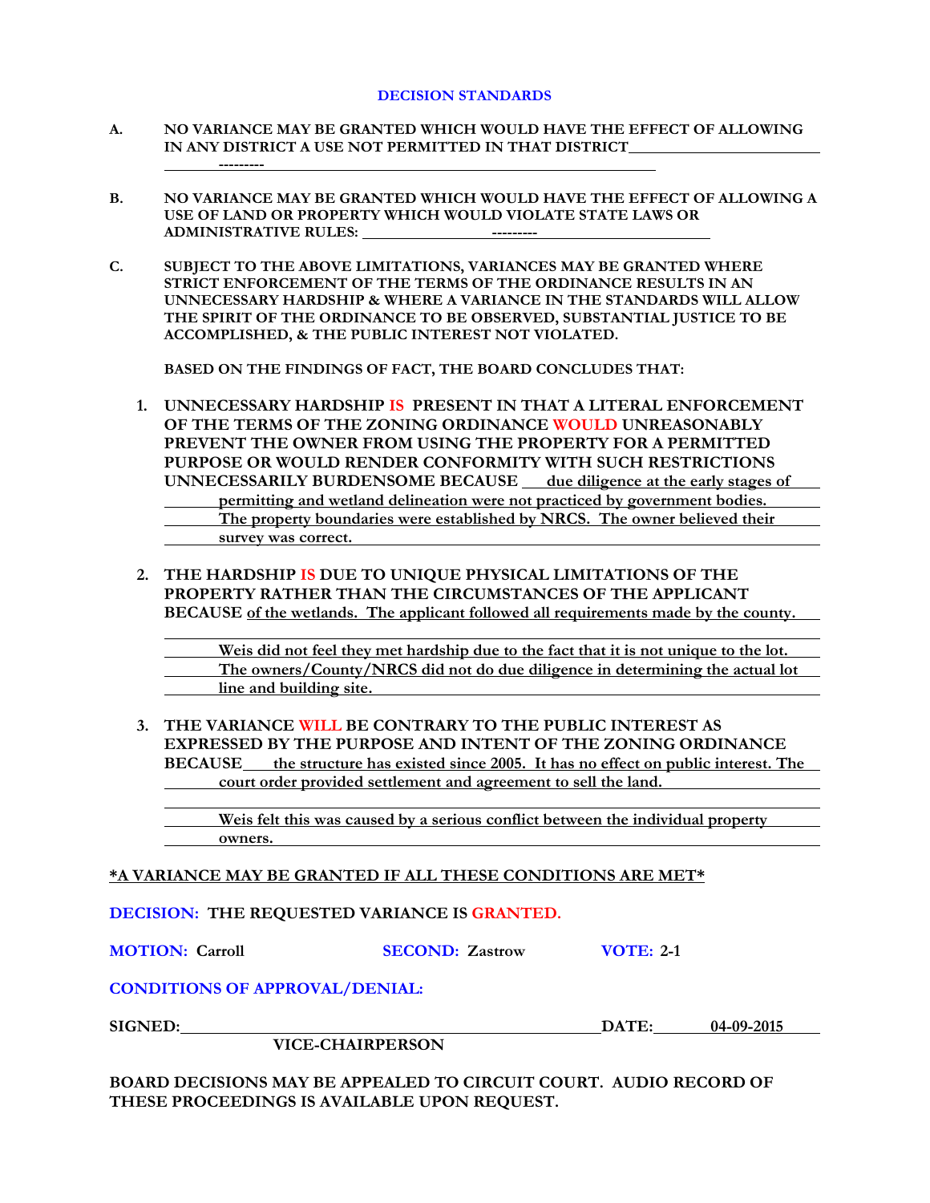## DECISION STANDARDS

**A. NO VARIANCE MAY BE GRANTED WHICH WOULD HAVE THE EFFECT OF ALLOWING IN ANY DISTRICT A USE NOT PERMITTED IN THAT DISTRICT** ---------

**B. NO VARIANCE MAY BE GRANTED WHICH WOULD HAVE THE EFFECT OF ALLOWING A USE OF LAND OR PROPERTY WHICH WOULD VIOLATE STATE LAWS OR ADMINISTRATIVE RULES:** ---------

**C. SUBJECT TO THE ABOVE LIMITATIONS, VARIANCES MAY BE GRANTED WHERE STRICT ENFORCEMENT OF THE TERMS OF THE ORDINANCE RESULTS IN AN UNNECESSARY HARDSHIP & WHERE A VARIANCE IN THE STANDARDS WILL ALLOW THE SPIRIT OF THE ORDINANCE TO BE OBSERVED, SUBSTANTIAL JUSTICE TO BE ACCOMPLISHED, & THE PUBLIC INTEREST NOT VIOLATED.**

**BASED ON THE FINDINGS OF FACT, THE BOARD CONCLUDES THAT:**

1. **UNNECESSARY HARDSHIP IS PRESENT IN THAT A LITERAL ENFORCEMENT OF THE TERMS OF THE ZONING ORDINANCE WOULD UNREASONABLY PREVENT THE OWNER FROM USING THE PROPERTY FOR A PERMITTED PURPOSE OR WOULD RENDER CONFORMITY WITH SUCH RESTRICTIONS UNNECESSARILY BURDENSOME BECAUSE** due diligence at the early stages of permitting and wetland delineation were not practiced by government bodies. The property boundaries were established by NRCS. The owner believed their survey was correct.

2. **THE HARDSHIP IS DUE TO UNIQUE PHYSICAL LIMITATIONS OF THE PROPERTY RATHER THAN THE CIRCUMSTANCES OF THE APPLICANT BECAUSE** of the wetlands. The applicant followed all requirements made by the county.

   Weis did not feel they met hardship due to the fact that it is not unique to the lot. The owners/County/NRCS did not do due diligence in determining the actual lot line and building site.

3. **THE VARIANCE WILL BE CONTRARY TO THE PUBLIC INTEREST AS EXPRESSED BY THE PURPOSE AND INTENT OF THE ZONING ORDINANCE BECAUSE** the structure has existed since 2005. It has no effect on public interest. The court order provided settlement and agreement to sell the land.

   Weis felt this was caused by a serious conflict between the individual property owners.

**\*A VARIANCE MAY BE GRANTED IF ALL THESE CONDITIONS ARE MET\***

**DECISION: THE REQUESTED VARIANCE IS GRANTED.**

**MOTION:** Carroll **SECOND:** Zastrow **VOTE:** 2-1

**CONDITIONS OF APPROVAL/DENIAL:**

**SIGNED:** ______________________ **DATE:** 04-09-2015

**VICE-CHAIRPERSON**

**BOARD DECISIONS MAY BE APPEALED TO CIRCUIT COURT. AUDIO RECORD OF THESE PROCEEDINGS IS AVAILABLE UPON REQUEST.**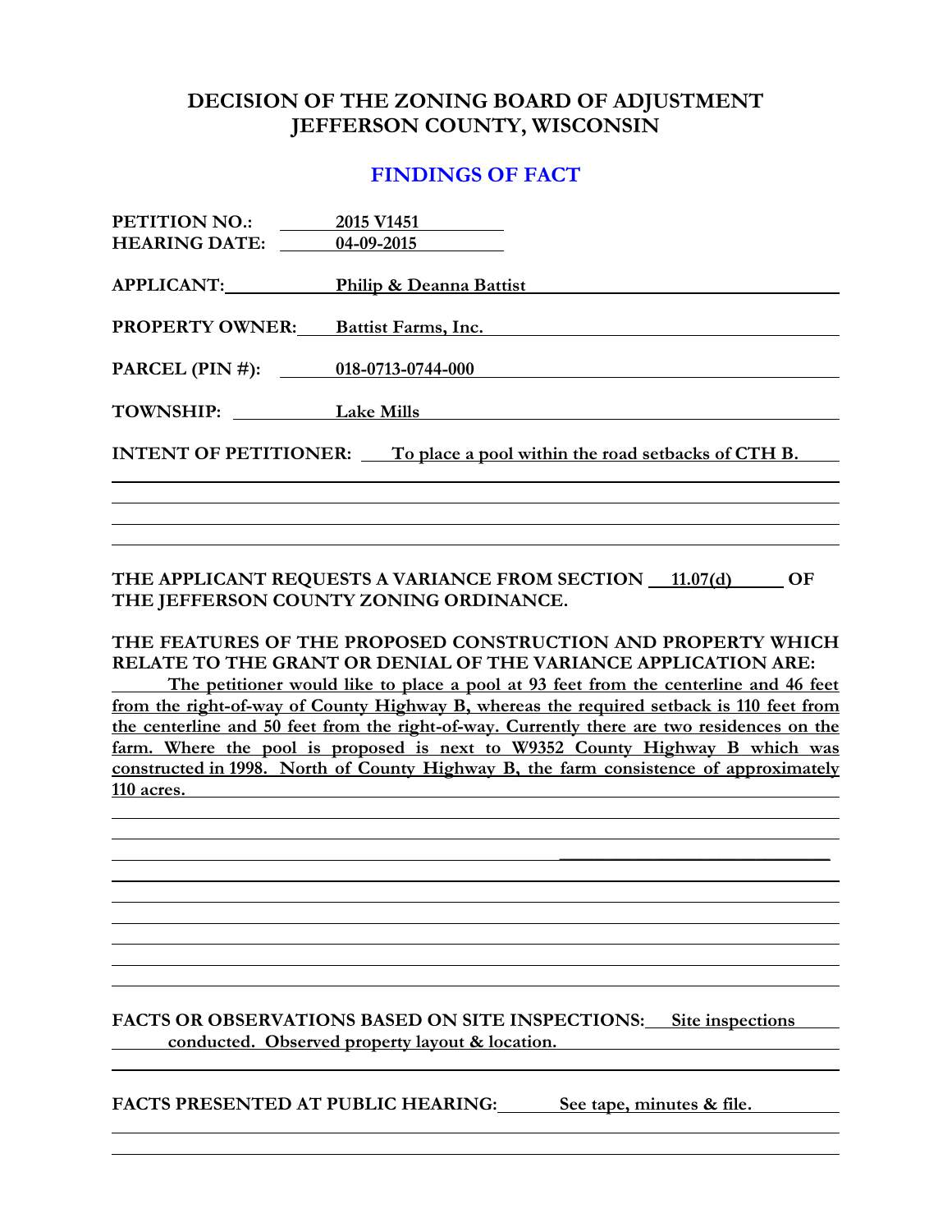# DECISION OF THE ZONING BOARD OF ADJUSTMENT
# JEFFERSON COUNTY, WISCONSIN

## FINDINGS OF FACT

**PETITION NO.:** 2015 V1451
**HEARING DATE:** 04-09-2015

**APPLICANT:** Philip & Deanna Battist

**PROPERTY OWNER:** Battist Farms, Inc.

**PARCEL (PIN #):** 018-0713-0744-000

**TOWNSHIP:** Lake Mills

**INTENT OF PETITIONER:** To place a pool within the road setbacks of CTH B.

**THE APPLICANT REQUESTS A VARIANCE FROM SECTION 11.07(d) OF THE JEFFERSON COUNTY ZONING ORDINANCE.**

**THE FEATURES OF THE PROPOSED CONSTRUCTION AND PROPERTY WHICH RELATE TO THE GRANT OR DENIAL OF THE VARIANCE APPLICATION ARE:**

The petitioner would like to place a pool at 93 feet from the centerline and 46 feet from the right-of-way of County Highway B, whereas the required setback is 110 feet from the centerline and 50 feet from the right-of-way. Currently there are two residences on the farm. Where the pool is proposed is next to W9352 County Highway B which was constructed in 1998. North of County Highway B, the farm consistence of approximately 110 acres.

**FACTS OR OBSERVATIONS BASED ON SITE INSPECTIONS:** Site inspections conducted. Observed property layout & location.

**FACTS PRESENTED AT PUBLIC HEARING:** See tape, minutes & file.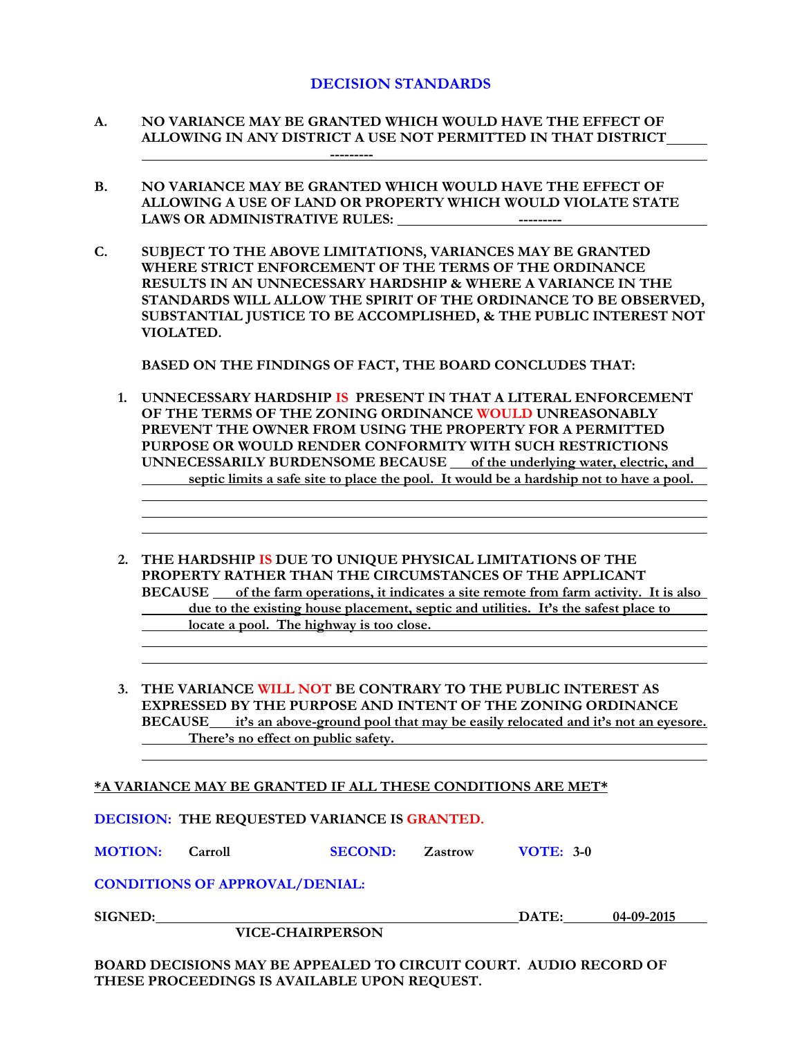# DECISION STANDARDS

**A. NO VARIANCE MAY BE GRANTED WHICH WOULD HAVE THE EFFECT OF ALLOWING IN ANY DISTRICT A USE NOT PERMITTED IN THAT DISTRICT** ---------

**B. NO VARIANCE MAY BE GRANTED WHICH WOULD HAVE THE EFFECT OF ALLOWING A USE OF LAND OR PROPERTY WHICH WOULD VIOLATE STATE LAWS OR ADMINISTRATIVE RULES:** ---------

**C. SUBJECT TO THE ABOVE LIMITATIONS, VARIANCES MAY BE GRANTED WHERE STRICT ENFORCEMENT OF THE TERMS OF THE ORDINANCE RESULTS IN AN UNNECESSARY HARDSHIP & WHERE A VARIANCE IN THE STANDARDS WILL ALLOW THE SPIRIT OF THE ORDINANCE TO BE OBSERVED, SUBSTANTIAL JUSTICE TO BE ACCOMPLISHED, & THE PUBLIC INTEREST NOT VIOLATED.**

**BASED ON THE FINDINGS OF FACT, THE BOARD CONCLUDES THAT:**

1. **UNNECESSARY HARDSHIP IS PRESENT IN THAT A LITERAL ENFORCEMENT OF THE TERMS OF THE ZONING ORDINANCE WOULD UNREASONABLY PREVENT THE OWNER FROM USING THE PROPERTY FOR A PERMITTED PURPOSE OR WOULD RENDER CONFORMITY WITH SUCH RESTRICTIONS UNNECESSARILY BURDENSOME BECAUSE** of the underlying water, electric, and septic limits a safe site to place the pool. It would be a hardship not to have a pool.

2. **THE HARDSHIP IS DUE TO UNIQUE PHYSICAL LIMITATIONS OF THE PROPERTY RATHER THAN THE CIRCUMSTANCES OF THE APPLICANT BECAUSE** of the farm operations, it indicates a site remote from farm activity. It is also due to the existing house placement, septic and utilities. It's the safest place to locate a pool. The highway is too close.

3. **THE VARIANCE WILL NOT BE CONTRARY TO THE PUBLIC INTEREST AS EXPRESSED BY THE PURPOSE AND INTENT OF THE ZONING ORDINANCE BECAUSE** it's an above-ground pool that may be easily relocated and it's not an eyesore. There's no effect on public safety.

**\*A VARIANCE MAY BE GRANTED IF ALL THESE CONDITIONS ARE MET\***

**DECISION: THE REQUESTED VARIANCE IS GRANTED.**

**MOTION:** Carroll **SECOND:** Zastrow **VOTE:** 3-0

**CONDITIONS OF APPROVAL/DENIAL:**

**SIGNED:** ______________________________ **DATE:** 04-09-2015

**VICE-CHAIRPERSON**

**BOARD DECISIONS MAY BE APPEALED TO CIRCUIT COURT. AUDIO RECORD OF THESE PROCEEDINGS IS AVAILABLE UPON REQUEST.**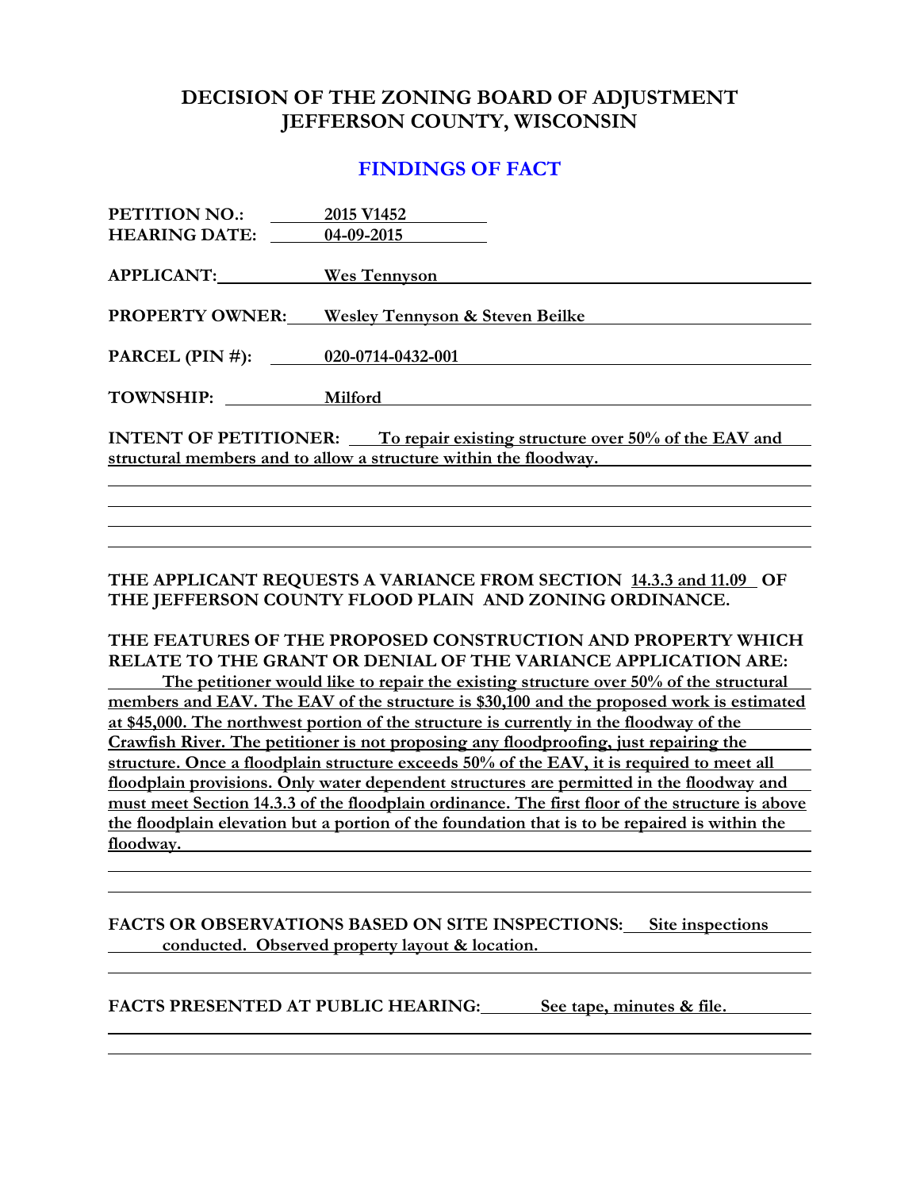# DECISION OF THE ZONING BOARD OF ADJUSTMENT JEFFERSON COUNTY, WISCONSIN

## FINDINGS OF FACT

**PETITION NO.:** 2015 V1452
**HEARING DATE:** 04-09-2015

**APPLICANT:** Wes Tennyson

**PROPERTY OWNER:** Wesley Tennyson & Steven Beilke

**PARCEL (PIN #):** 020-0714-0432-001

**TOWNSHIP:** Milford

**INTENT OF PETITIONER:** To repair existing structure over 50% of the EAV and structural members and to allow a structure within the floodway.

**THE APPLICANT REQUESTS A VARIANCE FROM SECTION** 14.3.3 and 11.09 **OF THE JEFFERSON COUNTY FLOOD PLAIN AND ZONING ORDINANCE.**

**THE FEATURES OF THE PROPOSED CONSTRUCTION AND PROPERTY WHICH RELATE TO THE GRANT OR DENIAL OF THE VARIANCE APPLICATION ARE:**

The petitioner would like to repair the existing structure over 50% of the structural members and EAV. The EAV of the structure is $30,100 and the proposed work is estimated at $45,000. The northwest portion of the structure is currently in the floodway of the Crawfish River. The petitioner is not proposing any floodproofing, just repairing the structure. Once a floodplain structure exceeds 50% of the EAV, it is required to meet all floodplain provisions. Only water dependent structures are permitted in the floodway and must meet Section 14.3.3 of the floodplain ordinance. The first floor of the structure is above the floodplain elevation but a portion of the foundation that is to be repaired is within the floodway.

**FACTS OR OBSERVATIONS BASED ON SITE INSPECTIONS:** Site inspections conducted. Observed property layout & location.

**FACTS PRESENTED AT PUBLIC HEARING:** See tape, minutes & file.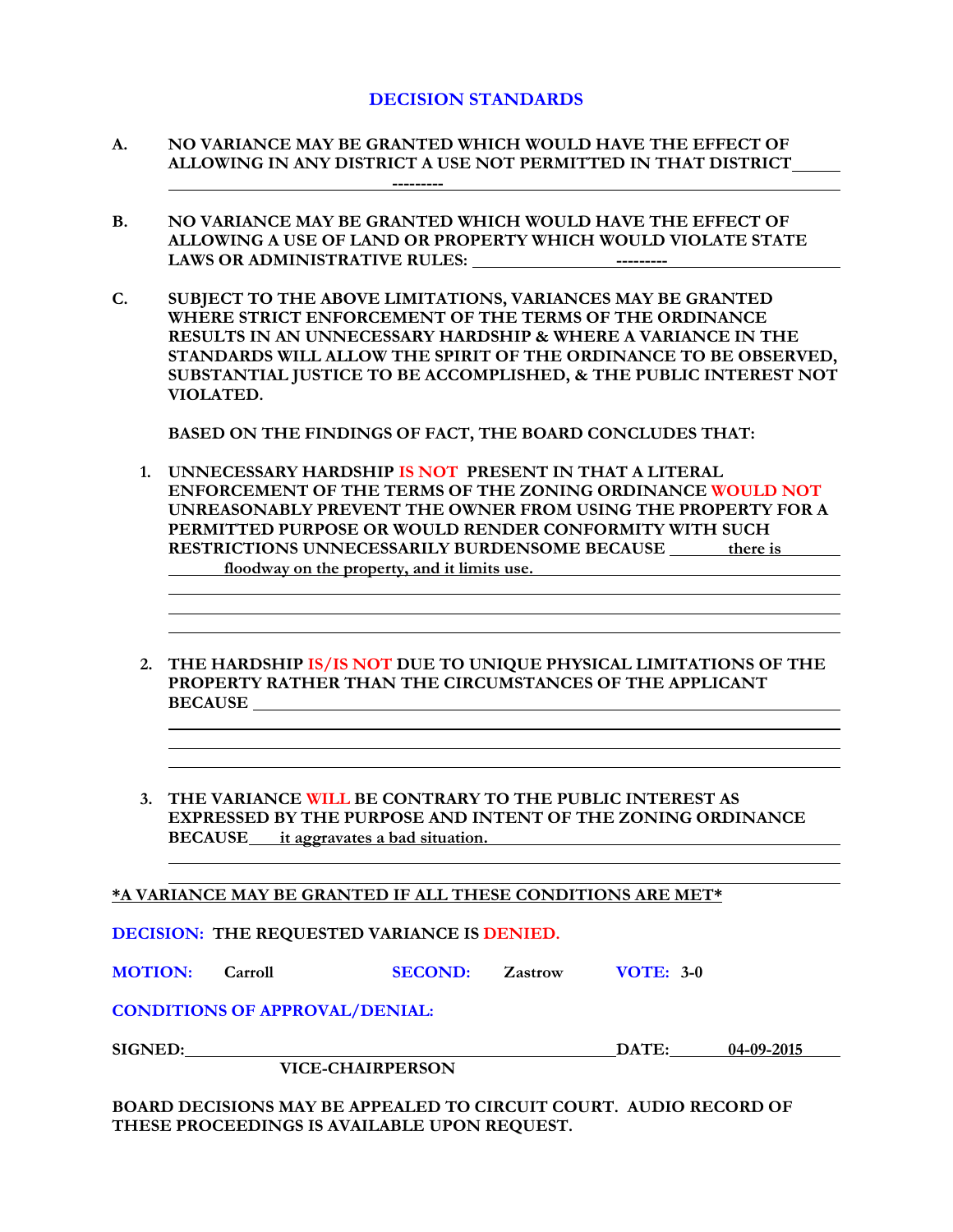## DECISION STANDARDS

**A. NO VARIANCE MAY BE GRANTED WHICH WOULD HAVE THE EFFECT OF ALLOWING IN ANY DISTRICT A USE NOT PERMITTED IN THAT DISTRICT** ---------

**B. NO VARIANCE MAY BE GRANTED WHICH WOULD HAVE THE EFFECT OF ALLOWING A USE OF LAND OR PROPERTY WHICH WOULD VIOLATE STATE LAWS OR ADMINISTRATIVE RULES:** ---------

**C. SUBJECT TO THE ABOVE LIMITATIONS, VARIANCES MAY BE GRANTED WHERE STRICT ENFORCEMENT OF THE TERMS OF THE ORDINANCE RESULTS IN AN UNNECESSARY HARDSHIP & WHERE A VARIANCE IN THE STANDARDS WILL ALLOW THE SPIRIT OF THE ORDINANCE TO BE OBSERVED, SUBSTANTIAL JUSTICE TO BE ACCOMPLISHED, & THE PUBLIC INTEREST NOT VIOLATED.**

**BASED ON THE FINDINGS OF FACT, THE BOARD CONCLUDES THAT:**

1. **UNNECESSARY HARDSHIP IS NOT PRESENT IN THAT A LITERAL ENFORCEMENT OF THE TERMS OF THE ZONING ORDINANCE WOULD NOT UNREASONABLY PREVENT THE OWNER FROM USING THE PROPERTY FOR A PERMITTED PURPOSE OR WOULD RENDER CONFORMITY WITH SUCH RESTRICTIONS UNNECESSARILY BURDENSOME BECAUSE** there is floodway on the property, and it limits use.

2. **THE HARDSHIP IS/IS NOT DUE TO UNIQUE PHYSICAL LIMITATIONS OF THE PROPERTY RATHER THAN THE CIRCUMSTANCES OF THE APPLICANT BECAUSE**

3. **THE VARIANCE WILL BE CONTRARY TO THE PUBLIC INTEREST AS EXPRESSED BY THE PURPOSE AND INTENT OF THE ZONING ORDINANCE BECAUSE** it aggravates a bad situation.

***A VARIANCE MAY BE GRANTED IF ALL THESE CONDITIONS ARE MET***

**DECISION: THE REQUESTED VARIANCE IS DENIED.**

**MOTION:** Carroll **SECOND:** Zastrow **VOTE:** 3-0

**CONDITIONS OF APPROVAL/DENIAL:**

**SIGNED:** ______________________ **DATE:** 04-09-2015

**VICE-CHAIRPERSON**

**BOARD DECISIONS MAY BE APPEALED TO CIRCUIT COURT. AUDIO RECORD OF THESE PROCEEDINGS IS AVAILABLE UPON REQUEST.**